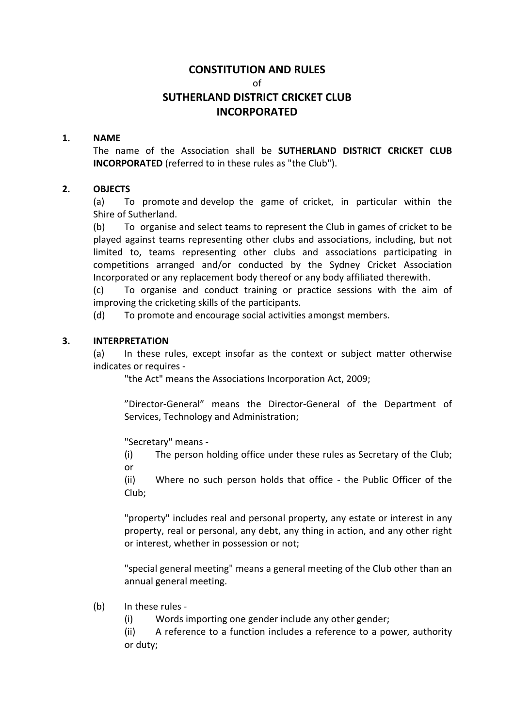# CONSTITUTION AND RULES

of

# SUTHERLAND DISTRICT CRICKET CLUB INCORPORATED

## 1. NAME

The name of the Association shall be **SUTHERLAND DISTRICT CRICKET CLUB INCORPORATED** (referred to in these rules as "the Club").

## 2. OBJECTS

(a) To promote and develop the game of cricket, in particular within the Shire of Sutherland.

(b) To organise and select teams to represent the Club in games of cricket to be played against teams representing other clubs and associations, including, but not limited to, teams representing other clubs and associations participating in competitions arranged and/or conducted by the Sydney Cricket Association Incorporated or any replacement body thereof or any body affiliated therewith.

(c) To organise and conduct training or practice sessions with the aim of improving the cricketing skills of the participants.

(d) To promote and encourage social activities amongst members.

## 3. INTERPRETATION

(a) In these rules, except insofar as the context or subject matter otherwise indicates or requires -

"the Act" means the Associations Incorporation Act, 2009;

"Director-General" means the Director-General of the Department of Services, Technology and Administration;

"Secretary" means -

(i) The person holding office under these rules as Secretary of the Club; or

(ii) Where no such person holds that office - the Public Officer of the Club;

"property" includes real and personal property, any estate or interest in any property, real or personal, any debt, any thing in action, and any other right or interest, whether in possession or not;

"special general meeting" means a general meeting of the Club other than an annual general meeting.

(b) In these rules -

(i) Words importing one gender include any other gender;

(ii) A reference to a function includes a reference to a power, authority or duty;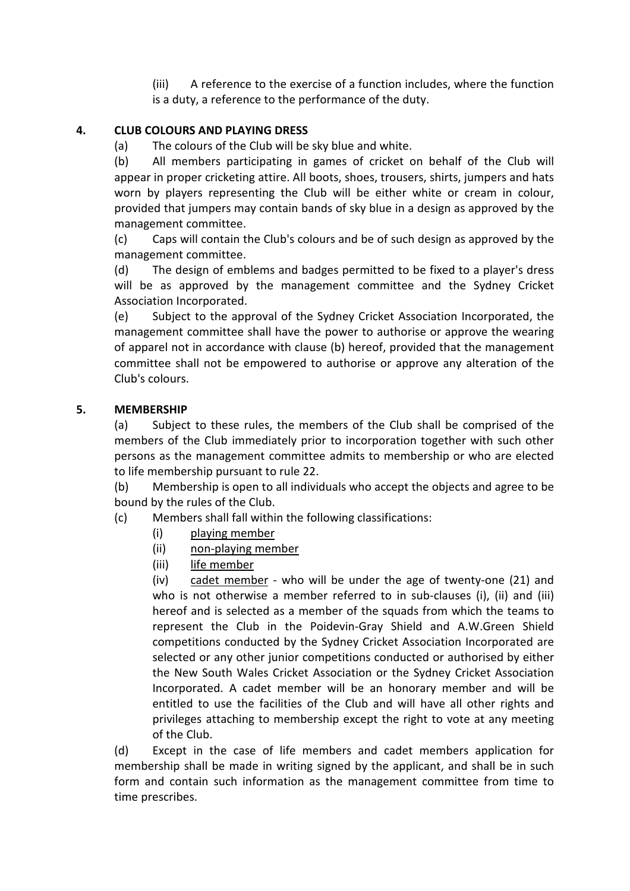(iii) A reference to the exercise of a function includes, where the function is a duty, a reference to the performance of the duty.

## 4. CLUB COLOURS AND PLAYING DRESS

(a) The colours of the Club will be sky blue and white.

(b) All members participating in games of cricket on behalf of the Club will appear in proper cricketing attire. All boots, shoes, trousers, shirts, jumpers and hats worn by players representing the Club will be either white or cream in colour, provided that jumpers may contain bands of sky blue in a design as approved by the management committee.

(c) Caps will contain the Club's colours and be of such design as approved by the management committee.

(d) The design of emblems and badges permitted to be fixed to a player's dress will be as approved by the management committee and the Sydney Cricket Association Incorporated.

(e) Subject to the approval of the Sydney Cricket Association Incorporated, the management committee shall have the power to authorise or approve the wearing of apparel not in accordance with clause (b) hereof, provided that the management committee shall not be empowered to authorise or approve any alteration of the Club's colours.

## 5. MEMBERSHIP

(a) Subject to these rules, the members of the Club shall be comprised of the members of the Club immediately prior to incorporation together with such other persons as the management committee admits to membership or who are elected to life membership pursuant to rule 22.

(b) Membership is open to all individuals who accept the objects and agree to be bound by the rules of the Club.

(c) Members shall fall within the following classifications:

(i) <u>playing member</u>

(ii) <u>non-playing member</u>

(iii) <u>life member</u>

(iv) <u>cadet member</u> - who will be under the age of twenty-one (21) and who is not otherwise a member referred to in sub-clauses (i), (ii) and (iii) hereof and is selected as a member of the squads from which the teams to represent the Club in the Poidevin-Gray Shield and A.W.Green Shield competitions conducted by the Sydney Cricket Association Incorporated are selected or any other junior competitions conducted or authorised by either the New South Wales Cricket Association or the Sydney Cricket Association Incorporated. A cadet member will be an honorary member and will be entitled to use the facilities of the Club and will have all other rights and privileges attaching to membership except the right to vote at any meeting of the Club.

(d) Except in the case of life members and cadet members application for membership shall be made in writing signed by the applicant, and shall be in such form and contain such information as the management committee from time to time prescribes.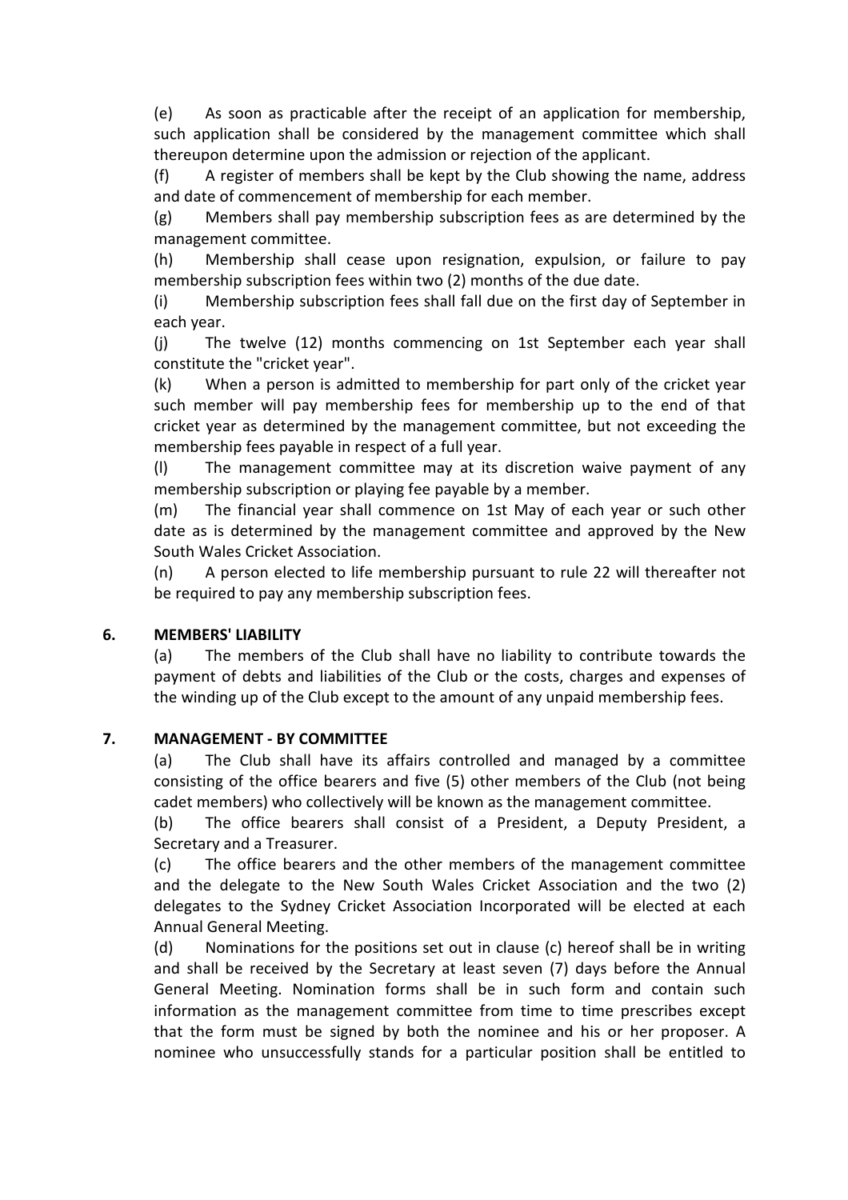(e) As soon as practicable after the receipt of an application for membership, such application shall be considered by the management committee which shall thereupon determine upon the admission or rejection of the applicant.

(f) A register of members shall be kept by the Club showing the name, address and date of commencement of membership for each member.

(g) Members shall pay membership subscription fees as are determined by the management committee.

(h) Membership shall cease upon resignation, expulsion, or failure to pay membership subscription fees within two (2) months of the due date.

(i) Membership subscription fees shall fall due on the first day of September in each year.

(j) The twelve (12) months commencing on 1st September each year shall constitute the "cricket year".

(k) When a person is admitted to membership for part only of the cricket year such member will pay membership fees for membership up to the end of that cricket year as determined by the management committee, but not exceeding the membership fees payable in respect of a full year.

(l) The management committee may at its discretion waive payment of any membership subscription or playing fee payable by a member.

(m) The financial year shall commence on 1st May of each year or such other date as is determined by the management committee and approved by the New South Wales Cricket Association.

(n) A person elected to life membership pursuant to rule 22 will thereafter not be required to pay any membership subscription fees.

## 6. MEMBERS' LIABILITY

(a) The members of the Club shall have no liability to contribute towards the payment of debts and liabilities of the Club or the costs, charges and expenses of the winding up of the Club except to the amount of any unpaid membership fees.

## 7. MANAGEMENT - BY COMMITTEE

(a) The Club shall have its affairs controlled and managed by a committee consisting of the office bearers and five (5) other members of the Club (not being cadet members) who collectively will be known as the management committee.

(b) The office bearers shall consist of a President, a Deputy President, a Secretary and a Treasurer.

(c) The office bearers and the other members of the management committee and the delegate to the New South Wales Cricket Association and the two (2) delegates to the Sydney Cricket Association Incorporated will be elected at each Annual General Meeting.

(d) Nominations for the positions set out in clause (c) hereof shall be in writing and shall be received by the Secretary at least seven (7) days before the Annual General Meeting. Nomination forms shall be in such form and contain such information as the management committee from time to time prescribes except that the form must be signed by both the nominee and his or her proposer. A nominee who unsuccessfully stands for a particular position shall be entitled to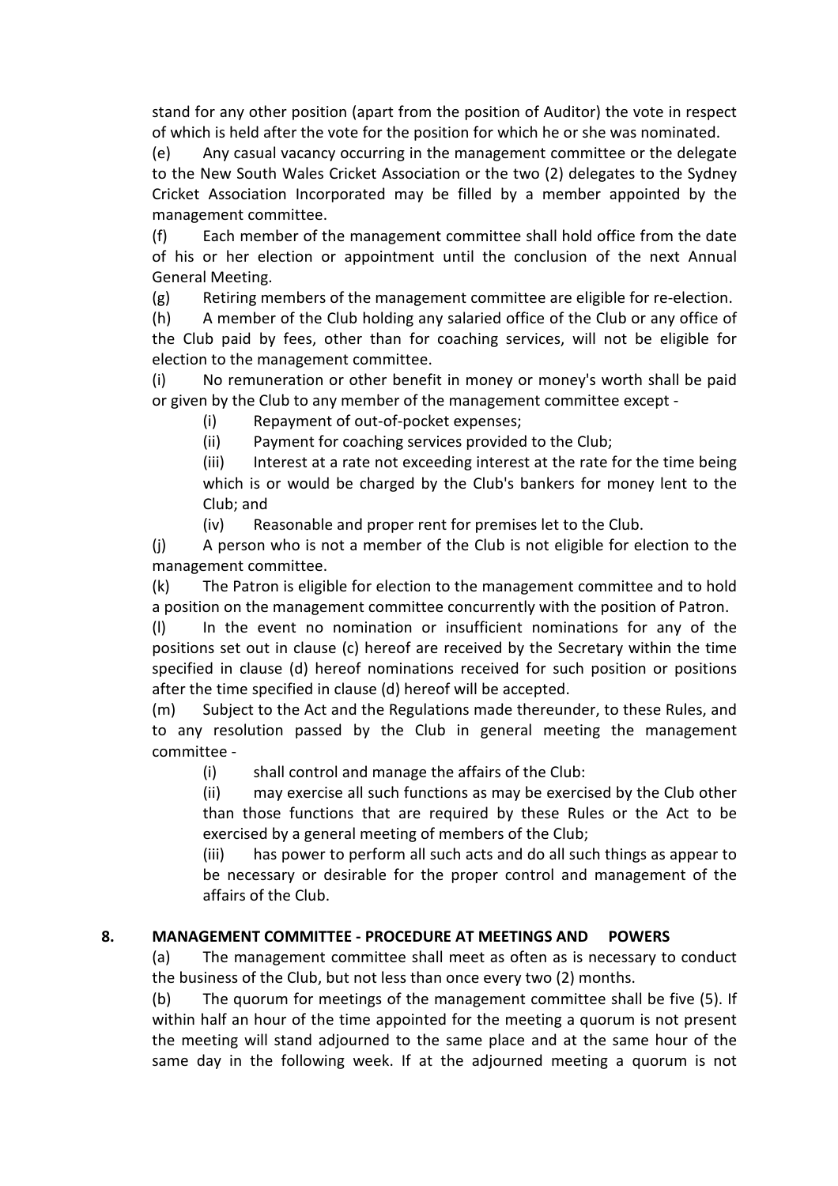stand for any other position (apart from the position of Auditor) the vote in respect of which is held after the vote for the position for which he or she was nominated.

(e) Any casual vacancy occurring in the management committee or the delegate to the New South Wales Cricket Association or the two (2) delegates to the Sydney Cricket Association Incorporated may be filled by a member appointed by the management committee.

(f) Each member of the management committee shall hold office from the date of his or her election or appointment until the conclusion of the next Annual General Meeting.

(g) Retiring members of the management committee are eligible for re-election.

(h) A member of the Club holding any salaried office of the Club or any office of the Club paid by fees, other than for coaching services, will not be eligible for election to the management committee.

(i) No remuneration or other benefit in money or money's worth shall be paid or given by the Club to any member of the management committee except -

> (i) Repayment of out-of-pocket expenses;
>
> (ii) Payment for coaching services provided to the Club;
>
> (iii) Interest at a rate not exceeding interest at the rate for the time being which is or would be charged by the Club's bankers for money lent to the Club; and
>
> (iv) Reasonable and proper rent for premises let to the Club.

(j) A person who is not a member of the Club is not eligible for election to the management committee.

(k) The Patron is eligible for election to the management committee and to hold a position on the management committee concurrently with the position of Patron.

(l) In the event no nomination or insufficient nominations for any of the positions set out in clause (c) hereof are received by the Secretary within the time specified in clause (d) hereof nominations received for such position or positions after the time specified in clause (d) hereof will be accepted.

(m) Subject to the Act and the Regulations made thereunder, to these Rules, and to any resolution passed by the Club in general meeting the management committee -

> (i) shall control and manage the affairs of the Club:
>
> (ii) may exercise all such functions as may be exercised by the Club other than those functions that are required by these Rules or the Act to be exercised by a general meeting of members of the Club;
>
> (iii) has power to perform all such acts and do all such things as appear to be necessary or desirable for the proper control and management of the affairs of the Club.

## 8. MANAGEMENT COMMITTEE - PROCEDURE AT MEETINGS AND POWERS

(a) The management committee shall meet as often as is necessary to conduct the business of the Club, but not less than once every two (2) months.

(b) The quorum for meetings of the management committee shall be five (5). If within half an hour of the time appointed for the meeting a quorum is not present the meeting will stand adjourned to the same place and at the same hour of the same day in the following week. If at the adjourned meeting a quorum is not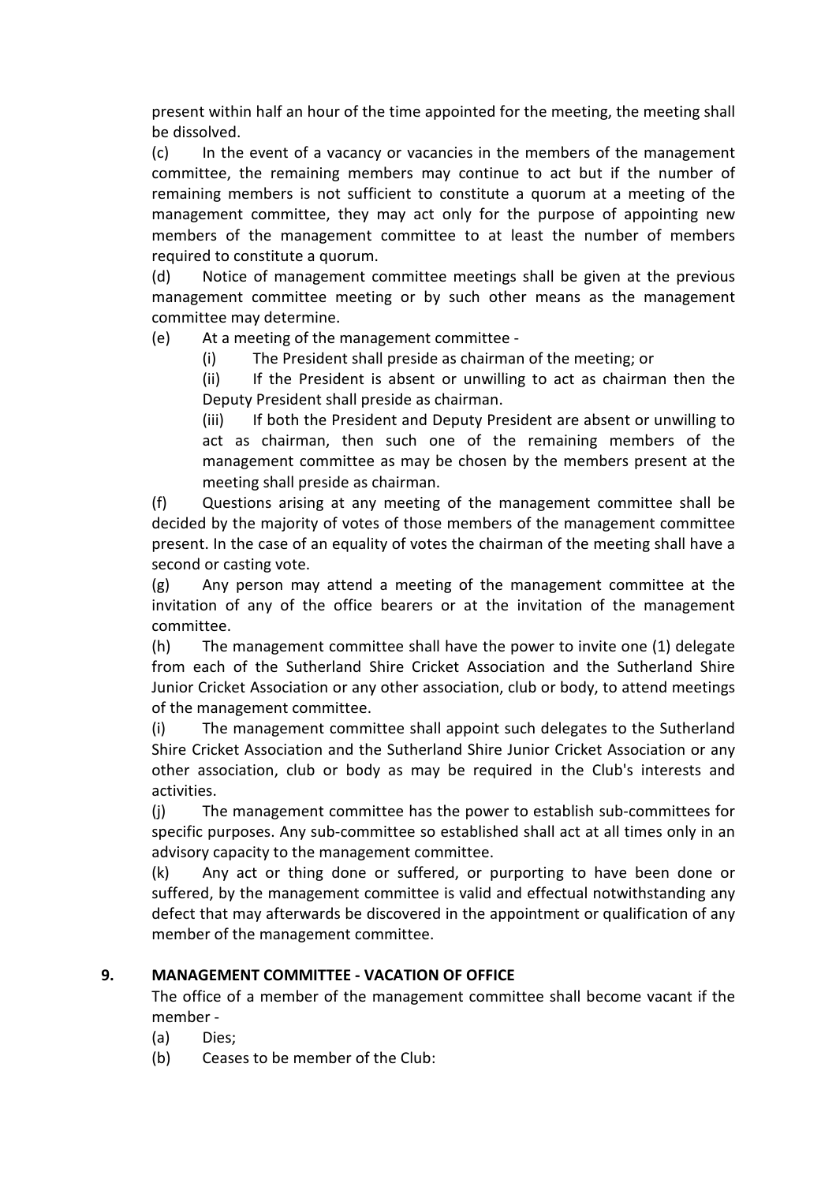present within half an hour of the time appointed for the meeting, the meeting shall be dissolved.

(c) In the event of a vacancy or vacancies in the members of the management committee, the remaining members may continue to act but if the number of remaining members is not sufficient to constitute a quorum at a meeting of the management committee, they may act only for the purpose of appointing new members of the management committee to at least the number of members required to constitute a quorum.

(d) Notice of management committee meetings shall be given at the previous management committee meeting or by such other means as the management committee may determine.

(e) At a meeting of the management committee -

(i) The President shall preside as chairman of the meeting; or

(ii) If the President is absent or unwilling to act as chairman then the Deputy President shall preside as chairman.

(iii) If both the President and Deputy President are absent or unwilling to act as chairman, then such one of the remaining members of the management committee as may be chosen by the members present at the meeting shall preside as chairman.

(f) Questions arising at any meeting of the management committee shall be decided by the majority of votes of those members of the management committee present. In the case of an equality of votes the chairman of the meeting shall have a second or casting vote.

(g) Any person may attend a meeting of the management committee at the invitation of any of the office bearers or at the invitation of the management committee.

(h) The management committee shall have the power to invite one (1) delegate from each of the Sutherland Shire Cricket Association and the Sutherland Shire Junior Cricket Association or any other association, club or body, to attend meetings of the management committee.

(i) The management committee shall appoint such delegates to the Sutherland Shire Cricket Association and the Sutherland Shire Junior Cricket Association or any other association, club or body as may be required in the Club's interests and activities.

(j) The management committee has the power to establish sub-committees for specific purposes. Any sub-committee so established shall act at all times only in an advisory capacity to the management committee.

(k) Any act or thing done or suffered, or purporting to have been done or suffered, by the management committee is valid and effectual notwithstanding any defect that may afterwards be discovered in the appointment or qualification of any member of the management committee.

## 9. MANAGEMENT COMMITTEE - VACATION OF OFFICE

The office of a member of the management committee shall become vacant if the member -

(a) Dies;

(b) Ceases to be member of the Club: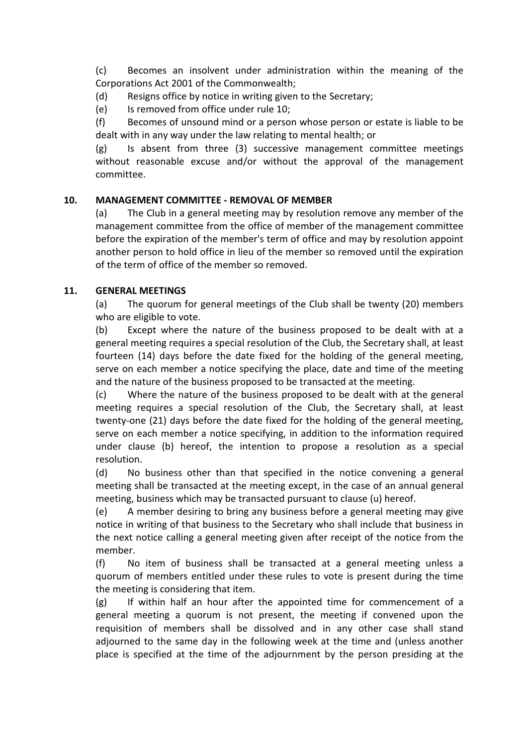(c) Becomes an insolvent under administration within the meaning of the Corporations Act 2001 of the Commonwealth;

(d) Resigns office by notice in writing given to the Secretary;

(e) Is removed from office under rule 10;

(f) Becomes of unsound mind or a person whose person or estate is liable to be dealt with in any way under the law relating to mental health; or

(g) Is absent from three (3) successive management committee meetings without reasonable excuse and/or without the approval of the management committee.

## 10. MANAGEMENT COMMITTEE - REMOVAL OF MEMBER

(a) The Club in a general meeting may by resolution remove any member of the management committee from the office of member of the management committee before the expiration of the member's term of office and may by resolution appoint another person to hold office in lieu of the member so removed until the expiration of the term of office of the member so removed.

## 11. GENERAL MEETINGS

(a) The quorum for general meetings of the Club shall be twenty (20) members who are eligible to vote.

(b) Except where the nature of the business proposed to be dealt with at a general meeting requires a special resolution of the Club, the Secretary shall, at least fourteen (14) days before the date fixed for the holding of the general meeting, serve on each member a notice specifying the place, date and time of the meeting and the nature of the business proposed to be transacted at the meeting.

(c) Where the nature of the business proposed to be dealt with at the general meeting requires a special resolution of the Club, the Secretary shall, at least twenty-one (21) days before the date fixed for the holding of the general meeting, serve on each member a notice specifying, in addition to the information required under clause (b) hereof, the intention to propose a resolution as a special resolution.

(d) No business other than that specified in the notice convening a general meeting shall be transacted at the meeting except, in the case of an annual general meeting, business which may be transacted pursuant to clause (u) hereof.

(e) A member desiring to bring any business before a general meeting may give notice in writing of that business to the Secretary who shall include that business in the next notice calling a general meeting given after receipt of the notice from the member.

(f) No item of business shall be transacted at a general meeting unless a quorum of members entitled under these rules to vote is present during the time the meeting is considering that item.

(g) If within half an hour after the appointed time for commencement of a general meeting a quorum is not present, the meeting if convened upon the requisition of members shall be dissolved and in any other case shall stand adjourned to the same day in the following week at the time and (unless another place is specified at the time of the adjournment by the person presiding at the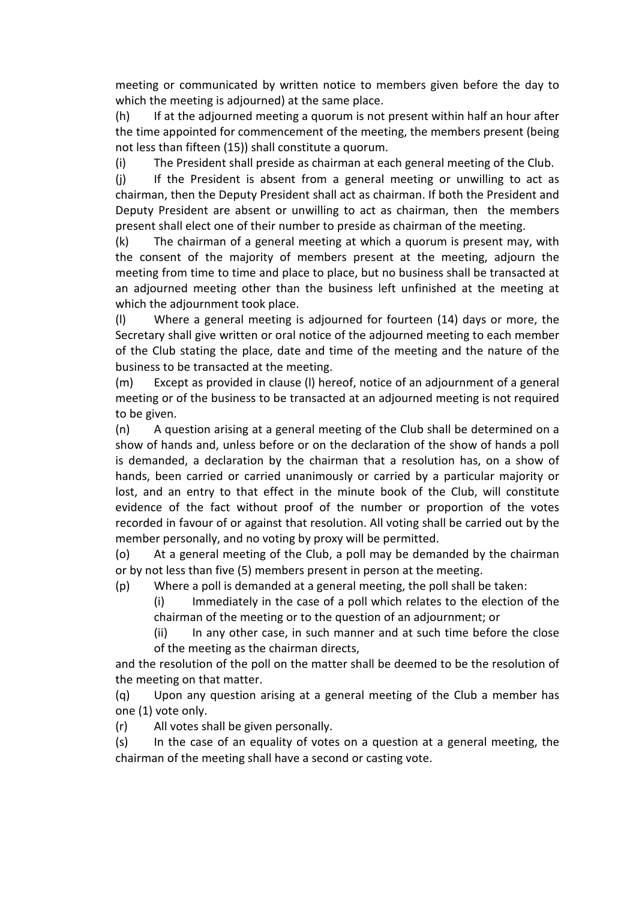meeting or communicated by written notice to members given before the day to which the meeting is adjourned) at the same place.

(h) If at the adjourned meeting a quorum is not present within half an hour after the time appointed for commencement of the meeting, the members present (being not less than fifteen (15)) shall constitute a quorum.

(i) The President shall preside as chairman at each general meeting of the Club.

(j) If the President is absent from a general meeting or unwilling to act as chairman, then the Deputy President shall act as chairman. If both the President and Deputy President are absent or unwilling to act as chairman, then the members present shall elect one of their number to preside as chairman of the meeting.

(k) The chairman of a general meeting at which a quorum is present may, with the consent of the majority of members present at the meeting, adjourn the meeting from time to time and place to place, but no business shall be transacted at an adjourned meeting other than the business left unfinished at the meeting at which the adjournment took place.

(l) Where a general meeting is adjourned for fourteen (14) days or more, the Secretary shall give written or oral notice of the adjourned meeting to each member of the Club stating the place, date and time of the meeting and the nature of the business to be transacted at the meeting.

(m) Except as provided in clause (l) hereof, notice of an adjournment of a general meeting or of the business to be transacted at an adjourned meeting is not required to be given.

(n) A question arising at a general meeting of the Club shall be determined on a show of hands and, unless before or on the declaration of the show of hands a poll is demanded, a declaration by the chairman that a resolution has, on a show of hands, been carried or carried unanimously or carried by a particular majority or lost, and an entry to that effect in the minute book of the Club, will constitute evidence of the fact without proof of the number or proportion of the votes recorded in favour of or against that resolution. All voting shall be carried out by the member personally, and no voting by proxy will be permitted.

(o) At a general meeting of the Club, a poll may be demanded by the chairman or by not less than five (5) members present in person at the meeting.

(p) Where a poll is demanded at a general meeting, the poll shall be taken:

   (i) Immediately in the case of a poll which relates to the election of the chairman of the meeting or to the question of an adjournment; or

   (ii) In any other case, in such manner and at such time before the close of the meeting as the chairman directs,

and the resolution of the poll on the matter shall be deemed to be the resolution of the meeting on that matter.

(q) Upon any question arising at a general meeting of the Club a member has one (1) vote only.

(r) All votes shall be given personally.

(s) In the case of an equality of votes on a question at a general meeting, the chairman of the meeting shall have a second or casting vote.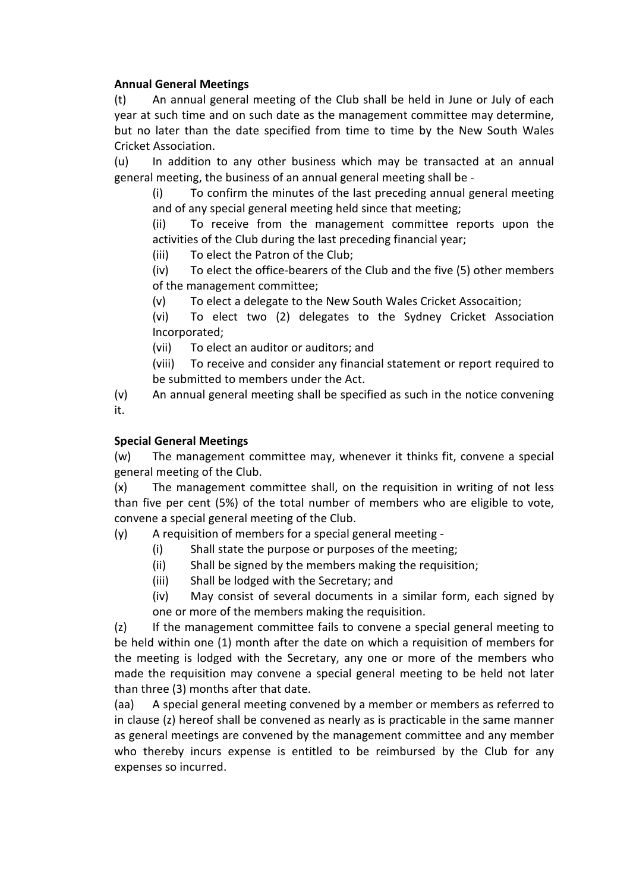**Annual General Meetings**

(t) An annual general meeting of the Club shall be held in June or July of each year at such time and on such date as the management committee may determine, but no later than the date specified from time to time by the New South Wales Cricket Association.

(u) In addition to any other business which may be transacted at an annual general meeting, the business of an annual general meeting shall be -

 (i) To confirm the minutes of the last preceding annual general meeting and of any special general meeting held since that meeting;

 (ii) To receive from the management committee reports upon the activities of the Club during the last preceding financial year;

 (iii) To elect the Patron of the Club;

 (iv) To elect the office-bearers of the Club and the five (5) other members of the management committee;

 (v) To elect a delegate to the New South Wales Cricket Assocaition;

 (vi) To elect two (2) delegates to the Sydney Cricket Association Incorporated;

 (vii) To elect an auditor or auditors; and

 (viii) To receive and consider any financial statement or report required to be submitted to members under the Act.

(v) An annual general meeting shall be specified as such in the notice convening it.

**Special General Meetings**

(w) The management committee may, whenever it thinks fit, convene a special general meeting of the Club.

(x) The management committee shall, on the requisition in writing of not less than five per cent (5%) of the total number of members who are eligible to vote, convene a special general meeting of the Club.

(y) A requisition of members for a special general meeting -

 (i) Shall state the purpose or purposes of the meeting;

 (ii) Shall be signed by the members making the requisition;

 (iii) Shall be lodged with the Secretary; and

 (iv) May consist of several documents in a similar form, each signed by one or more of the members making the requisition.

(z) If the management committee fails to convene a special general meeting to be held within one (1) month after the date on which a requisition of members for the meeting is lodged with the Secretary, any one or more of the members who made the requisition may convene a special general meeting to be held not later than three (3) months after that date.

(aa) A special general meeting convened by a member or members as referred to in clause (z) hereof shall be convened as nearly as is practicable in the same manner as general meetings are convened by the management committee and any member who thereby incurs expense is entitled to be reimbursed by the Club for any expenses so incurred.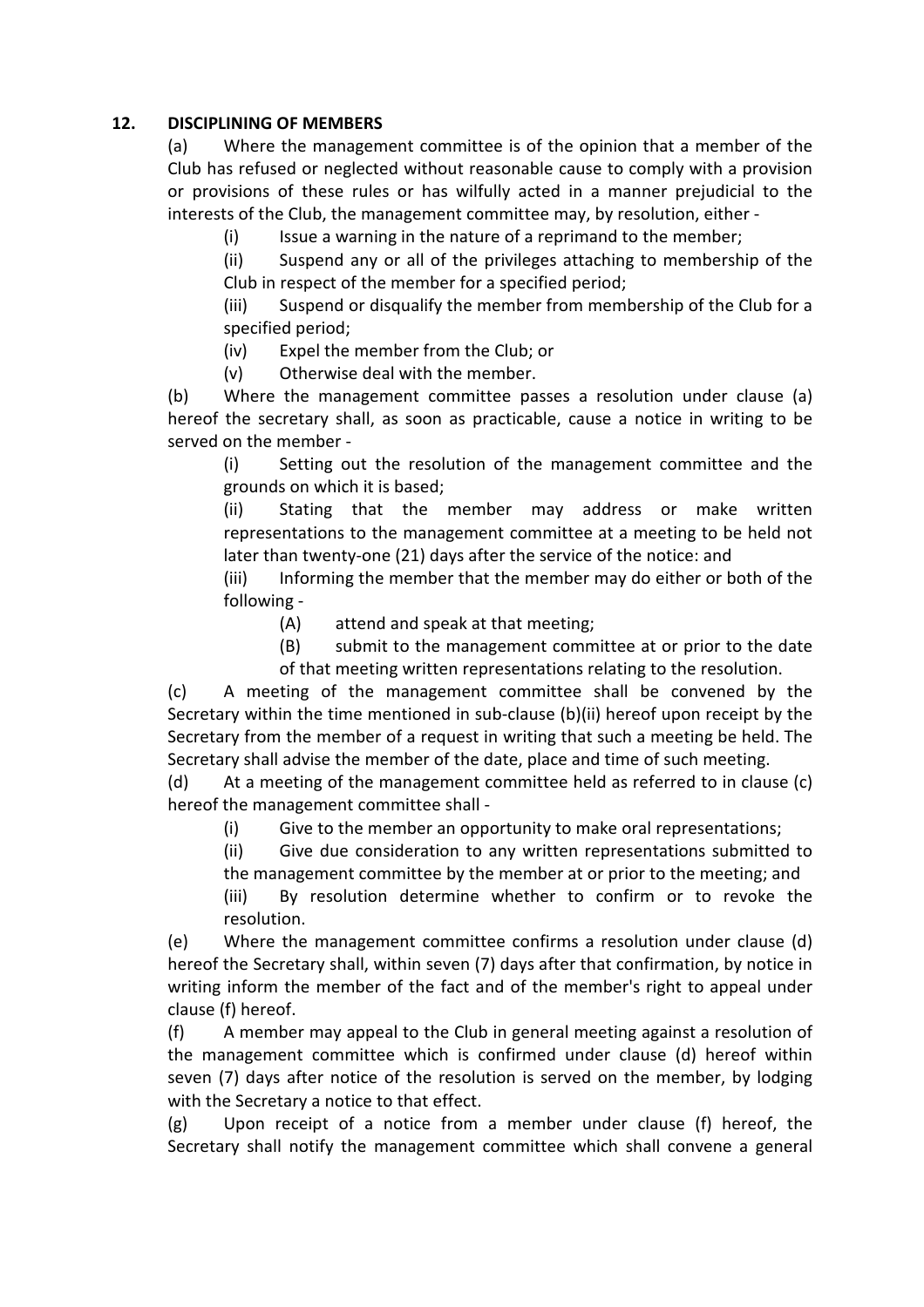## 12. DISCIPLINING OF MEMBERS

(a) Where the management committee is of the opinion that a member of the Club has refused or neglected without reasonable cause to comply with a provision or provisions of these rules or has wilfully acted in a manner prejudicial to the interests of the Club, the management committee may, by resolution, either -

(i) Issue a warning in the nature of a reprimand to the member;

(ii) Suspend any or all of the privileges attaching to membership of the Club in respect of the member for a specified period;

(iii) Suspend or disqualify the member from membership of the Club for a specified period;

(iv) Expel the member from the Club; or

(v) Otherwise deal with the member.

(b) Where the management committee passes a resolution under clause (a) hereof the secretary shall, as soon as practicable, cause a notice in writing to be served on the member -

(i) Setting out the resolution of the management committee and the grounds on which it is based;

(ii) Stating that the member may address or make written representations to the management committee at a meeting to be held not later than twenty-one (21) days after the service of the notice: and

(iii) Informing the member that the member may do either or both of the following -

(A) attend and speak at that meeting;

(B) submit to the management committee at or prior to the date of that meeting written representations relating to the resolution.

(c) A meeting of the management committee shall be convened by the Secretary within the time mentioned in sub-clause (b)(ii) hereof upon receipt by the Secretary from the member of a request in writing that such a meeting be held. The Secretary shall advise the member of the date, place and time of such meeting.

(d) At a meeting of the management committee held as referred to in clause (c) hereof the management committee shall -

(i) Give to the member an opportunity to make oral representations;

(ii) Give due consideration to any written representations submitted to the management committee by the member at or prior to the meeting; and

(iii) By resolution determine whether to confirm or to revoke the resolution.

(e) Where the management committee confirms a resolution under clause (d) hereof the Secretary shall, within seven (7) days after that confirmation, by notice in writing inform the member of the fact and of the member's right to appeal under clause (f) hereof.

(f) A member may appeal to the Club in general meeting against a resolution of the management committee which is confirmed under clause (d) hereof within seven (7) days after notice of the resolution is served on the member, by lodging with the Secretary a notice to that effect.

(g) Upon receipt of a notice from a member under clause (f) hereof, the Secretary shall notify the management committee which shall convene a general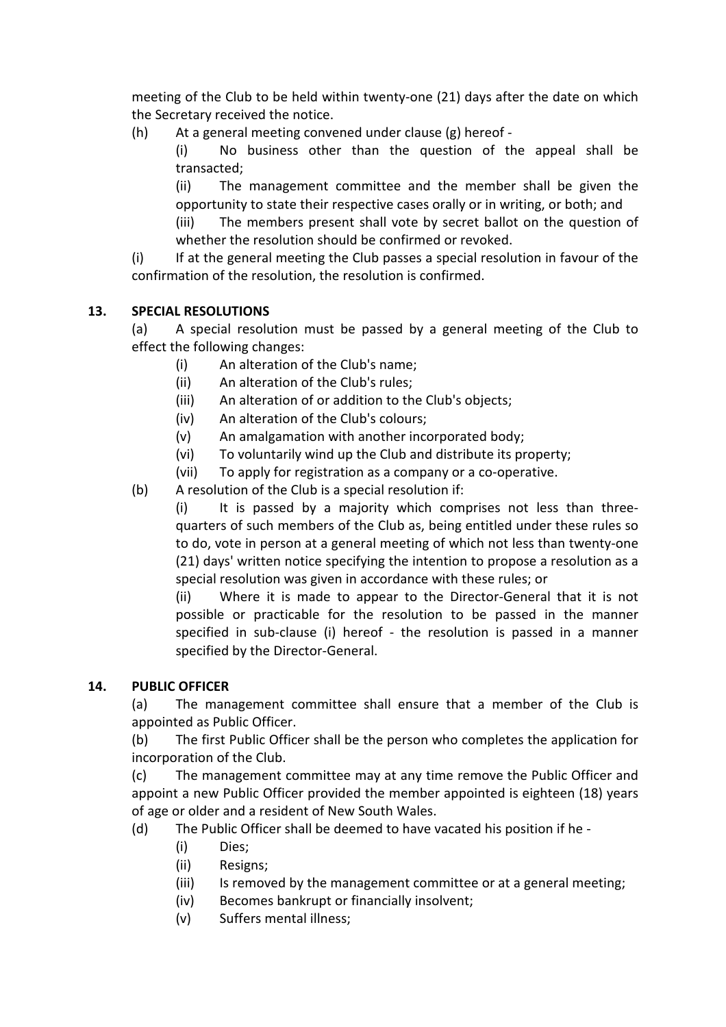meeting of the Club to be held within twenty-one (21) days after the date on which the Secretary received the notice.

(h) At a general meeting convened under clause (g) hereof -

(i) No business other than the question of the appeal shall be transacted;

(ii) The management committee and the member shall be given the opportunity to state their respective cases orally or in writing, or both; and

(iii) The members present shall vote by secret ballot on the question of whether the resolution should be confirmed or revoked.

(i) If at the general meeting the Club passes a special resolution in favour of the confirmation of the resolution, the resolution is confirmed.

## 13. SPECIAL RESOLUTIONS

(a) A special resolution must be passed by a general meeting of the Club to effect the following changes:

(i) An alteration of the Club's name;

(ii) An alteration of the Club's rules;

(iii) An alteration of or addition to the Club's objects;

(iv) An alteration of the Club's colours;

(v) An amalgamation with another incorporated body;

(vi) To voluntarily wind up the Club and distribute its property;

(vii) To apply for registration as a company or a co-operative.

(b) A resolution of the Club is a special resolution if:

(i) It is passed by a majority which comprises not less than three-quarters of such members of the Club as, being entitled under these rules so to do, vote in person at a general meeting of which not less than twenty-one (21) days' written notice specifying the intention to propose a resolution as a special resolution was given in accordance with these rules; or

(ii) Where it is made to appear to the Director-General that it is not possible or practicable for the resolution to be passed in the manner specified in sub-clause (i) hereof - the resolution is passed in a manner specified by the Director-General.

## 14. PUBLIC OFFICER

(a) The management committee shall ensure that a member of the Club is appointed as Public Officer.

(b) The first Public Officer shall be the person who completes the application for incorporation of the Club.

(c) The management committee may at any time remove the Public Officer and appoint a new Public Officer provided the member appointed is eighteen (18) years of age or older and a resident of New South Wales.

(d) The Public Officer shall be deemed to have vacated his position if he -

(i) Dies;

(ii) Resigns;

(iii) Is removed by the management committee or at a general meeting;

(iv) Becomes bankrupt or financially insolvent;

(v) Suffers mental illness;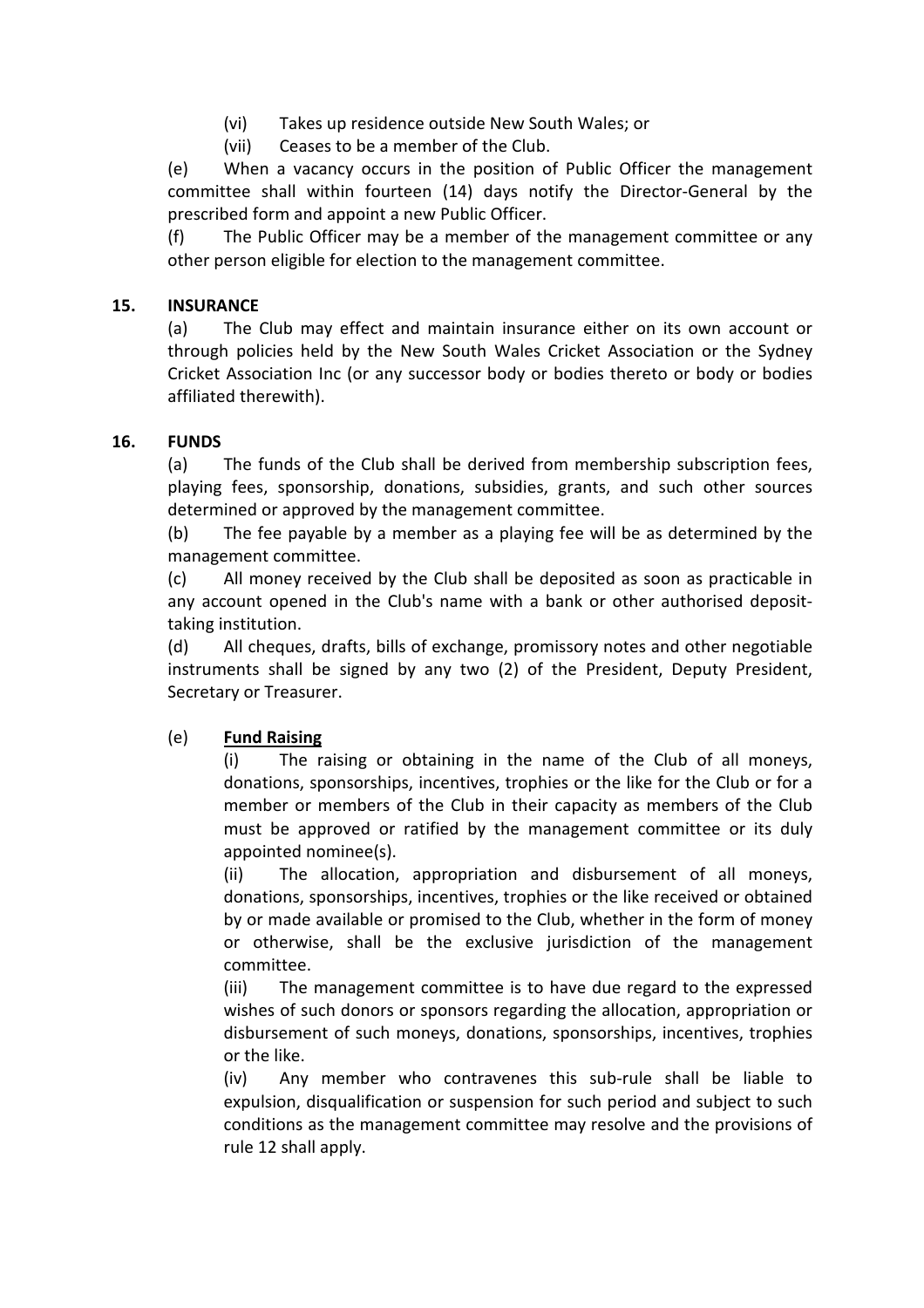(vi) Takes up residence outside New South Wales; or

(vii) Ceases to be a member of the Club.

(e) When a vacancy occurs in the position of Public Officer the management committee shall within fourteen (14) days notify the Director-General by the prescribed form and appoint a new Public Officer.

(f) The Public Officer may be a member of the management committee or any other person eligible for election to the management committee.

## 15. INSURANCE

(a) The Club may effect and maintain insurance either on its own account or through policies held by the New South Wales Cricket Association or the Sydney Cricket Association Inc (or any successor body or bodies thereto or body or bodies affiliated therewith).

## 16. FUNDS

(a) The funds of the Club shall be derived from membership subscription fees, playing fees, sponsorship, donations, subsidies, grants, and such other sources determined or approved by the management committee.

(b) The fee payable by a member as a playing fee will be as determined by the management committee.

(c) All money received by the Club shall be deposited as soon as practicable in any account opened in the Club's name with a bank or other authorised deposit-taking institution.

(d) All cheques, drafts, bills of exchange, promissory notes and other negotiable instruments shall be signed by any two (2) of the President, Deputy President, Secretary or Treasurer.

(e) **Fund Raising**

(i) The raising or obtaining in the name of the Club of all moneys, donations, sponsorships, incentives, trophies or the like for the Club or for a member or members of the Club in their capacity as members of the Club must be approved or ratified by the management committee or its duly appointed nominee(s).

(ii) The allocation, appropriation and disbursement of all moneys, donations, sponsorships, incentives, trophies or the like received or obtained by or made available or promised to the Club, whether in the form of money or otherwise, shall be the exclusive jurisdiction of the management committee.

(iii) The management committee is to have due regard to the expressed wishes of such donors or sponsors regarding the allocation, appropriation or disbursement of such moneys, donations, sponsorships, incentives, trophies or the like.

(iv) Any member who contravenes this sub-rule shall be liable to expulsion, disqualification or suspension for such period and subject to such conditions as the management committee may resolve and the provisions of rule 12 shall apply.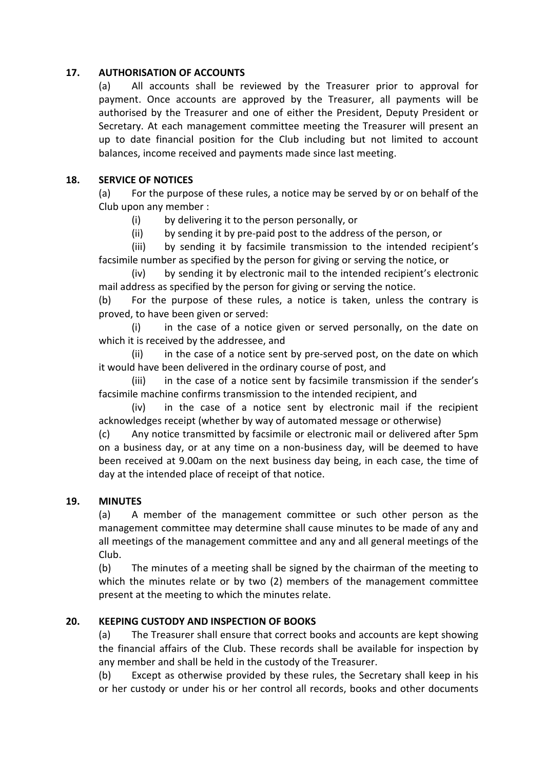## 17. AUTHORISATION OF ACCOUNTS

(a) All accounts shall be reviewed by the Treasurer prior to approval for payment. Once accounts are approved by the Treasurer, all payments will be authorised by the Treasurer and one of either the President, Deputy President or Secretary. At each management committee meeting the Treasurer will present an up to date financial position for the Club including but not limited to account balances, income received and payments made since last meeting.

## 18. SERVICE OF NOTICES

(a) For the purpose of these rules, a notice may be served by or on behalf of the Club upon any member :

(i) by delivering it to the person personally, or

(ii) by sending it by pre-paid post to the address of the person, or

(iii) by sending it by facsimile transmission to the intended recipient's facsimile number as specified by the person for giving or serving the notice, or

(iv) by sending it by electronic mail to the intended recipient's electronic mail address as specified by the person for giving or serving the notice.

(b) For the purpose of these rules, a notice is taken, unless the contrary is proved, to have been given or served:

(i) in the case of a notice given or served personally, on the date on which it is received by the addressee, and

(ii) in the case of a notice sent by pre-served post, on the date on which it would have been delivered in the ordinary course of post, and

(iii) in the case of a notice sent by facsimile transmission if the sender's facsimile machine confirms transmission to the intended recipient, and

(iv) in the case of a notice sent by electronic mail if the recipient acknowledges receipt (whether by way of automated message or otherwise)

(c) Any notice transmitted by facsimile or electronic mail or delivered after 5pm on a business day, or at any time on a non-business day, will be deemed to have been received at 9.00am on the next business day being, in each case, the time of day at the intended place of receipt of that notice.

## 19. MINUTES

(a) A member of the management committee or such other person as the management committee may determine shall cause minutes to be made of any and all meetings of the management committee and any and all general meetings of the Club.

(b) The minutes of a meeting shall be signed by the chairman of the meeting to which the minutes relate or by two (2) members of the management committee present at the meeting to which the minutes relate.

## 20. KEEPING CUSTODY AND INSPECTION OF BOOKS

(a) The Treasurer shall ensure that correct books and accounts are kept showing the financial affairs of the Club. These records shall be available for inspection by any member and shall be held in the custody of the Treasurer.

(b) Except as otherwise provided by these rules, the Secretary shall keep in his or her custody or under his or her control all records, books and other documents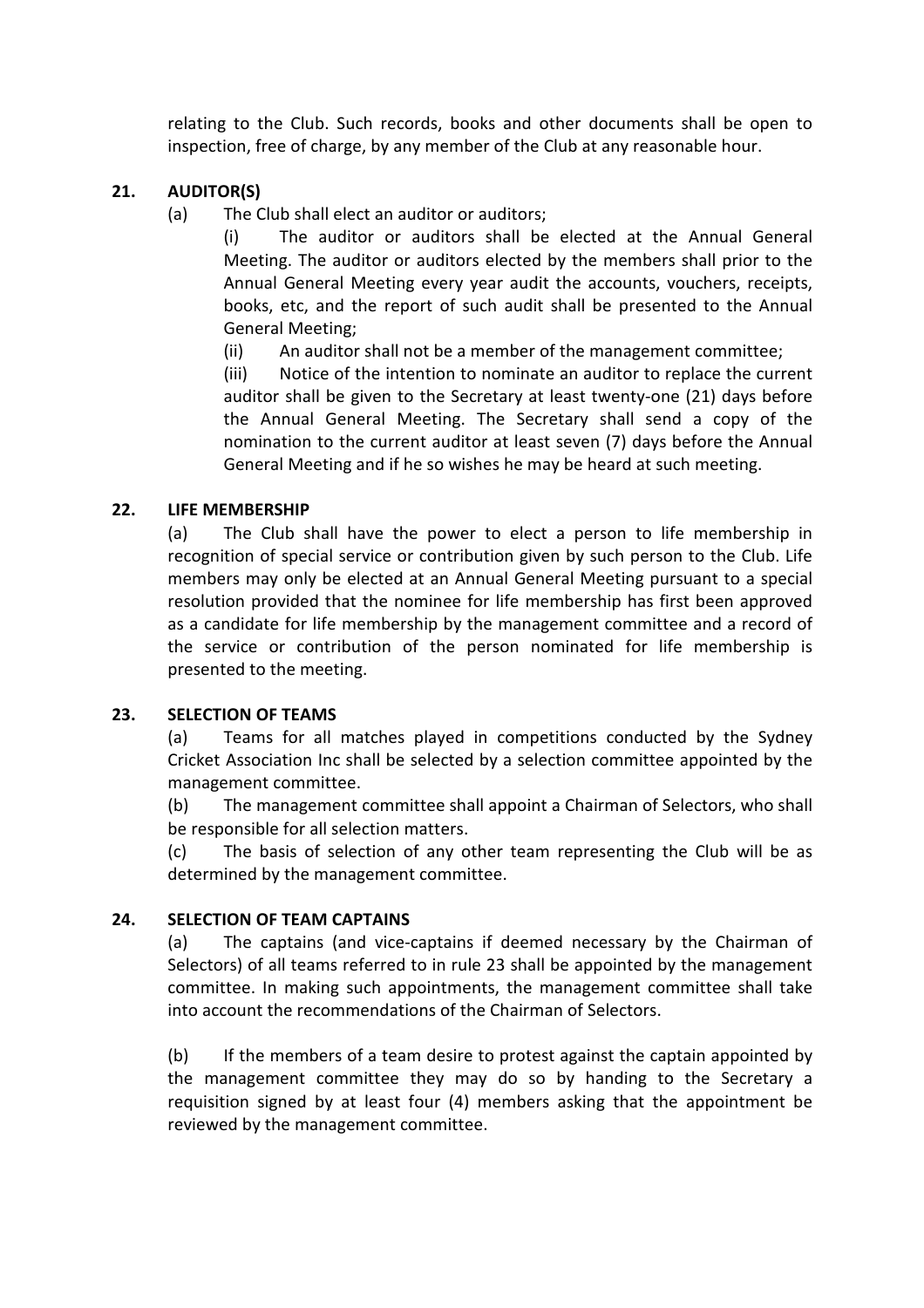relating to the Club. Such records, books and other documents shall be open to inspection, free of charge, by any member of the Club at any reasonable hour.

## 21. AUDITOR(S)

(a) The Club shall elect an auditor or auditors;

(i) The auditor or auditors shall be elected at the Annual General Meeting. The auditor or auditors elected by the members shall prior to the Annual General Meeting every year audit the accounts, vouchers, receipts, books, etc, and the report of such audit shall be presented to the Annual General Meeting;

(ii) An auditor shall not be a member of the management committee;

(iii) Notice of the intention to nominate an auditor to replace the current auditor shall be given to the Secretary at least twenty-one (21) days before the Annual General Meeting. The Secretary shall send a copy of the nomination to the current auditor at least seven (7) days before the Annual General Meeting and if he so wishes he may be heard at such meeting.

## 22. LIFE MEMBERSHIP

(a) The Club shall have the power to elect a person to life membership in recognition of special service or contribution given by such person to the Club. Life members may only be elected at an Annual General Meeting pursuant to a special resolution provided that the nominee for life membership has first been approved as a candidate for life membership by the management committee and a record of the service or contribution of the person nominated for life membership is presented to the meeting.

## 23. SELECTION OF TEAMS

(a) Teams for all matches played in competitions conducted by the Sydney Cricket Association Inc shall be selected by a selection committee appointed by the management committee.

(b) The management committee shall appoint a Chairman of Selectors, who shall be responsible for all selection matters.

(c) The basis of selection of any other team representing the Club will be as determined by the management committee.

## 24. SELECTION OF TEAM CAPTAINS

(a) The captains (and vice-captains if deemed necessary by the Chairman of Selectors) of all teams referred to in rule 23 shall be appointed by the management committee. In making such appointments, the management committee shall take into account the recommendations of the Chairman of Selectors.

(b) If the members of a team desire to protest against the captain appointed by the management committee they may do so by handing to the Secretary a requisition signed by at least four (4) members asking that the appointment be reviewed by the management committee.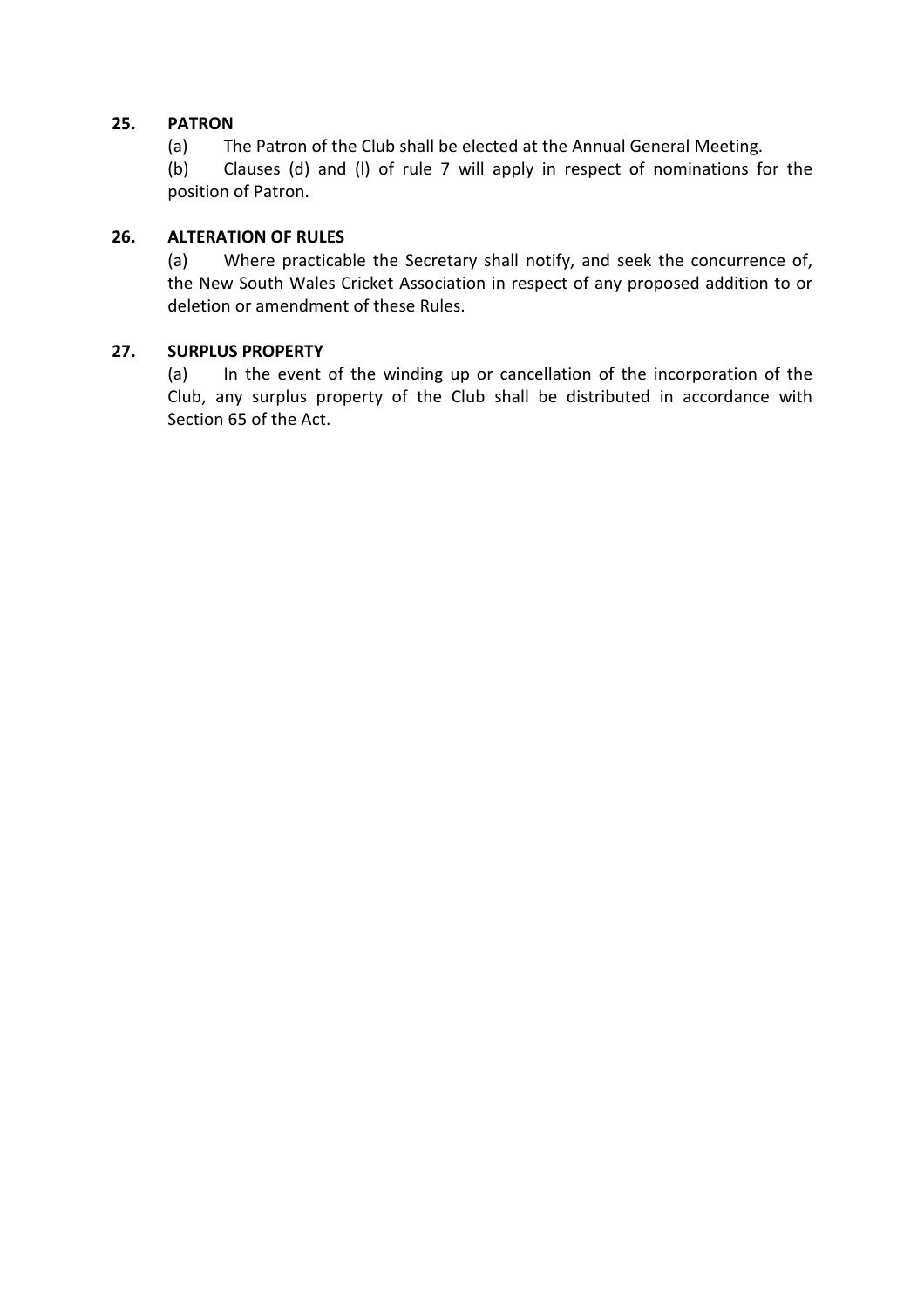**25. PATRON**

(a) The Patron of the Club shall be elected at the Annual General Meeting.

(b) Clauses (d) and (l) of rule 7 will apply in respect of nominations for the position of Patron.

**26. ALTERATION OF RULES**

(a) Where practicable the Secretary shall notify, and seek the concurrence of, the New South Wales Cricket Association in respect of any proposed addition to or deletion or amendment of these Rules.

**27. SURPLUS PROPERTY**

(a) In the event of the winding up or cancellation of the incorporation of the Club, any surplus property of the Club shall be distributed in accordance with Section 65 of the Act.